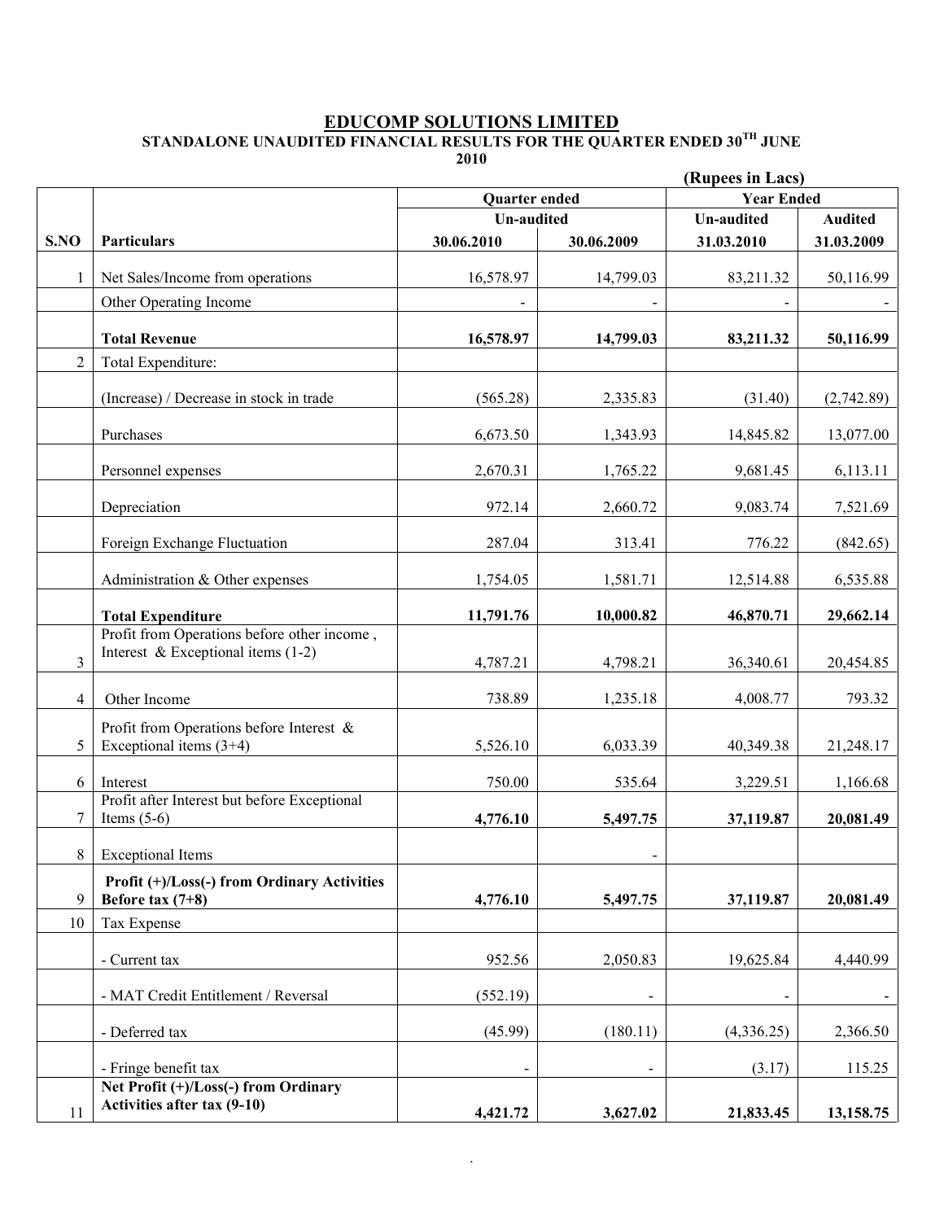# EDUCOMP SOLUTIONS LIMITED

## STANDALONE UNAUDITED FINANCIAL RESULTS FOR THE QUARTER ENDED 30TH JUNE 2010

**(Rupees in Lacs)**

| | | Quarter ended | | Year Ended | |
|---|---|---|---|---|---|
| | | Un-audited | | Un-audited | Audited |
| **S.NO** | **Particulars** | **30.06.2010** | **30.06.2009** | **31.03.2010** | **31.03.2009** |
| 1 | Net Sales/Income from operations | 16,578.97 | 14,799.03 | 83,211.32 | 50,116.99 |
| | Other Operating Income | - | - | - | - |
| | **Total Revenue** | **16,578.97** | **14,799.03** | **83,211.32** | **50,116.99** |
| 2 | Total Expenditure: | | | | |
| | (Increase) / Decrease in stock in trade | (565.28) | 2,335.83 | (31.40) | (2,742.89) |
| | Purchases | 6,673.50 | 1,343.93 | 14,845.82 | 13,077.00 |
| | Personnel expenses | 2,670.31 | 1,765.22 | 9,681.45 | 6,113.11 |
| | Depreciation | 972.14 | 2,660.72 | 9,083.74 | 7,521.69 |
| | Foreign Exchange Fluctuation | 287.04 | 313.41 | 776.22 | (842.65) |
| | Administration & Other expenses | 1,754.05 | 1,581.71 | 12,514.88 | 6,535.88 |
| | **Total Expenditure** | **11,791.76** | **10,000.82** | **46,870.71** | **29,662.14** |
| 3 | Profit from Operations before other income , Interest & Exceptional items (1-2) | 4,787.21 | 4,798.21 | 36,340.61 | 20,454.85 |
| 4 | Other Income | 738.89 | 1,235.18 | 4,008.77 | 793.32 |
| 5 | Profit from Operations before Interest & Exceptional items (3+4) | 5,526.10 | 6,033.39 | 40,349.38 | 21,248.17 |
| 6 | Interest | 750.00 | 535.64 | 3,229.51 | 1,166.68 |
| 7 | Profit after Interest but before Exceptional Items (5-6) | **4,776.10** | **5,497.75** | **37,119.87** | **20,081.49** |
| 8 | Exceptional Items | | - | | |
| 9 | **Profit (+)/Loss(-) from Ordinary Activities Before tax (7+8)** | **4,776.10** | **5,497.75** | **37,119.87** | **20,081.49** |
| 10 | Tax Expense | | | | |
| | - Current tax | 952.56 | 2,050.83 | 19,625.84 | 4,440.99 |
| | - MAT Credit Entitlement / Reversal | (552.19) | - | - | - |
| | - Deferred tax | (45.99) | (180.11) | (4,336.25) | 2,366.50 |
| | - Fringe benefit tax | - | - | (3.17) | 115.25 |
| 11 | **Net Profit (+)/Loss(-) from Ordinary Activities after tax (9-10)** | **4,421.72** | **3,627.02** | **21,833.45** | **13,158.75** |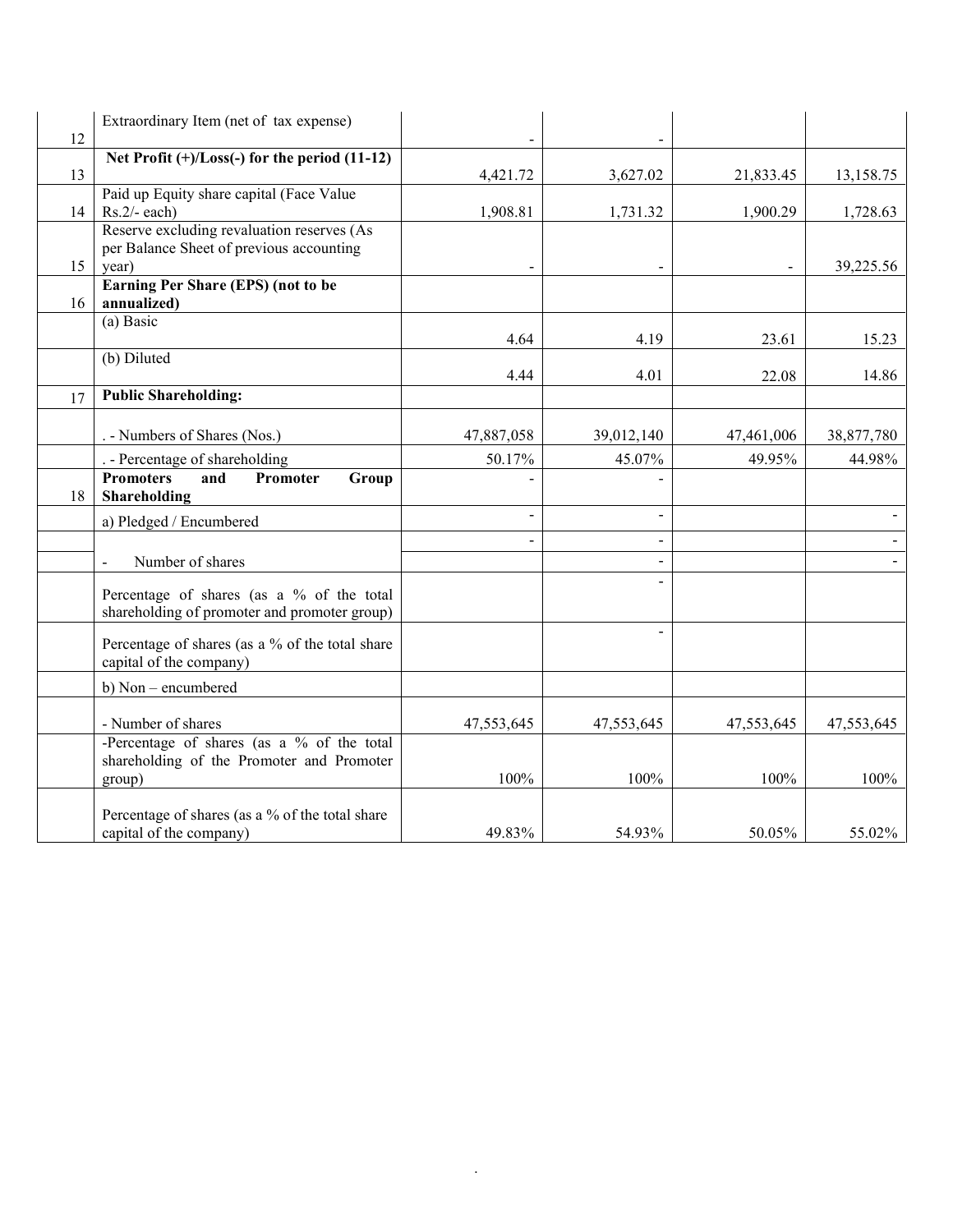| 12 | Extraordinary Item (net of tax expense) | - | - | | |
|---|---|---|---|---|---|
| 13 | **Net Profit (+)/Loss(-) for the period (11-12)** | 4,421.72 | 3,627.02 | 21,833.45 | 13,158.75 |
| 14 | Paid up Equity share capital (Face Value Rs.2/- each) | 1,908.81 | 1,731.32 | 1,900.29 | 1,728.63 |
| 15 | Reserve excluding revaluation reserves (As per Balance Sheet of previous accounting year) | - | - | - | 39,225.56 |
| 16 | **Earning Per Share (EPS) (not to be annualized)** | | | | |
| | (a) Basic | 4.64 | 4.19 | 23.61 | 15.23 |
| | (b) Diluted | 4.44 | 4.01 | 22.08 | 14.86 |
| 17 | **Public Shareholding:** | | | | |
| | . - Numbers of Shares (Nos.) | 47,887,058 | 39,012,140 | 47,461,006 | 38,877,780 |
| | . - Percentage of shareholding | 50.17% | 45.07% | 49.95% | 44.98% |
| 18 | **Promoters and Promoter Group Shareholding** | - | - | | |
| | a) Pledged / Encumbered | - | - | | - |
| | | - | - | | - |
| | - Number of shares | | - | | - |
| | Percentage of shares (as a % of the total shareholding of promoter and promoter group) | | - | | |
| | Percentage of shares (as a % of the total share capital of the company) | | - | | |
| | b) Non – encumbered | | | | |
| | - Number of shares | 47,553,645 | 47,553,645 | 47,553,645 | 47,553,645 |
| | -Percentage of shares (as a % of the total shareholding of the Promoter and Promoter group) | 100% | 100% | 100% | 100% |
| | Percentage of shares (as a % of the total share capital of the company) | 49.83% | 54.93% | 50.05% | 55.02% |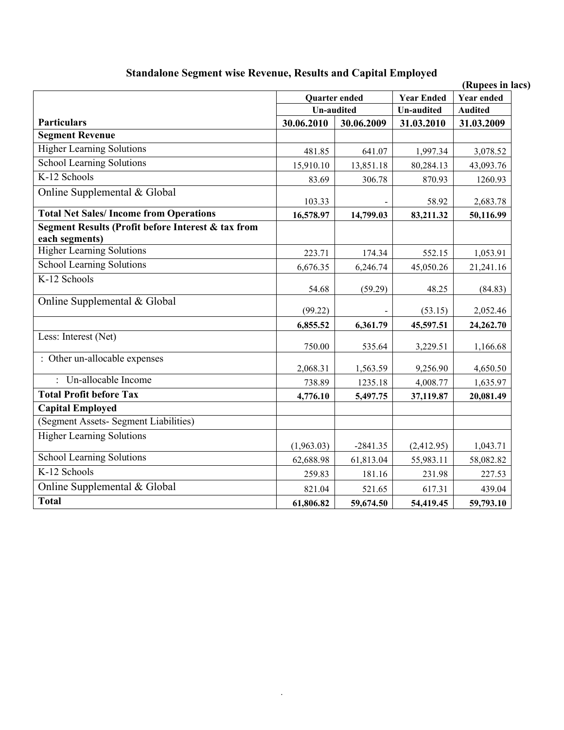## Standalone Segment wise Revenue, Results and Capital Employed

(Rupees in lacs)

| Particulars | Quarter ended | | Year Ended | Year ended |
|---|---|---|---|---|
| | Un-audited | | Un-audited | Audited |
| | 30.06.2010 | 30.06.2009 | 31.03.2010 | 31.03.2009 |
| **Segment Revenue** | | | | |
| Higher Learning Solutions | 481.85 | 641.07 | 1,997.34 | 3,078.52 |
| School Learning Solutions | 15,910.10 | 13,851.18 | 80,284.13 | 43,093.76 |
| K-12 Schools | 83.69 | 306.78 | 870.93 | 1260.93 |
| Online Supplemental & Global | 103.33 | - | 58.92 | 2,683.78 |
| **Total Net Sales/ Income from Operations** | **16,578.97** | **14,799.03** | **83,211.32** | **50,116.99** |
| **Segment Results (Profit before Interest & tax from each segments)** | | | | |
| Higher Learning Solutions | 223.71 | 174.34 | 552.15 | 1,053.91 |
| School Learning Solutions | 6,676.35 | 6,246.74 | 45,050.26 | 21,241.16 |
| K-12 Schools | 54.68 | (59.29) | 48.25 | (84.83) |
| Online Supplemental & Global | (99.22) | - | (53.15) | 2,052.46 |
| | **6,855.52** | **6,361.79** | **45,597.51** | **24,262.70** |
| Less: Interest (Net) | 750.00 | 535.64 | 3,229.51 | 1,166.68 |
| : Other un-allocable expenses | 2,068.31 | 1,563.59 | 9,256.90 | 4,650.50 |
| : Un-allocable Income | 738.89 | 1235.18 | 4,008.77 | 1,635.97 |
| **Total Profit before Tax** | **4,776.10** | **5,497.75** | **37,119.87** | **20,081.49** |
| **Capital Employed** | | | | |
| (Segment Assets- Segment Liabilities) | | | | |
| Higher Learning Solutions | (1,963.03) | -2841.35 | (2,412.95) | 1,043.71 |
| School Learning Solutions | 62,688.98 | 61,813.04 | 55,983.11 | 58,082.82 |
| K-12 Schools | 259.83 | 181.16 | 231.98 | 227.53 |
| Online Supplemental & Global | 821.04 | 521.65 | 617.31 | 439.04 |
| **Total** | **61,806.82** | **59,674.50** | **54,419.45** | **59,793.10** |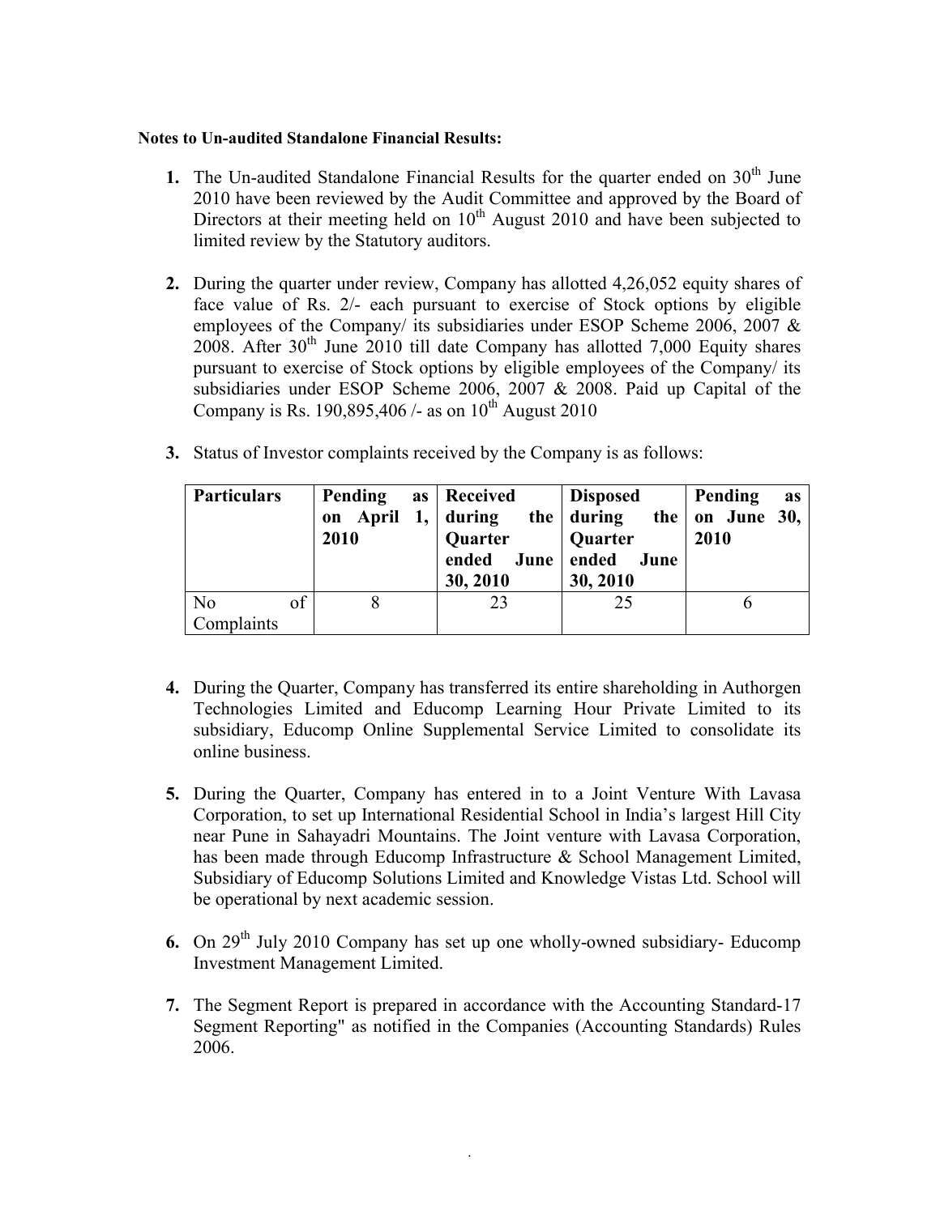**Notes to Un-audited Standalone Financial Results:**

1. The Un-audited Standalone Financial Results for the quarter ended on 30th June 2010 have been reviewed by the Audit Committee and approved by the Board of Directors at their meeting held on 10th August 2010 and have been subjected to limited review by the Statutory auditors.

2. During the quarter under review, Company has allotted 4,26,052 equity shares of face value of Rs. 2/- each pursuant to exercise of Stock options by eligible employees of the Company/ its subsidiaries under ESOP Scheme 2006, 2007 & 2008. After 30th June 2010 till date Company has allotted 7,000 Equity shares pursuant to exercise of Stock options by eligible employees of the Company/ its subsidiaries under ESOP Scheme 2006, 2007 & 2008. Paid up Capital of the Company is Rs. 190,895,406 /- as on 10th August 2010

3. Status of Investor complaints received by the Company is as follows:

| Particulars | Pending as on April 1, 2010 | Received during the Quarter ended June 30, 2010 | Disposed during the Quarter ended June 30, 2010 | Pending as on June 30, 2010 |
|---|---|---|---|---|
| No of Complaints | 8 | 23 | 25 | 6 |

4. During the Quarter, Company has transferred its entire shareholding in Authorgen Technologies Limited and Educomp Learning Hour Private Limited to its subsidiary, Educomp Online Supplemental Service Limited to consolidate its online business.

5. During the Quarter, Company has entered in to a Joint Venture With Lavasa Corporation, to set up International Residential School in India's largest Hill City near Pune in Sahayadri Mountains. The Joint venture with Lavasa Corporation, has been made through Educomp Infrastructure & School Management Limited, Subsidiary of Educomp Solutions Limited and Knowledge Vistas Ltd. School will be operational by next academic session.

6. On 29th July 2010 Company has set up one wholly-owned subsidiary- Educomp Investment Management Limited.

7. The Segment Report is prepared in accordance with the Accounting Standard-17 Segment Reporting" as notified in the Companies (Accounting Standards) Rules 2006.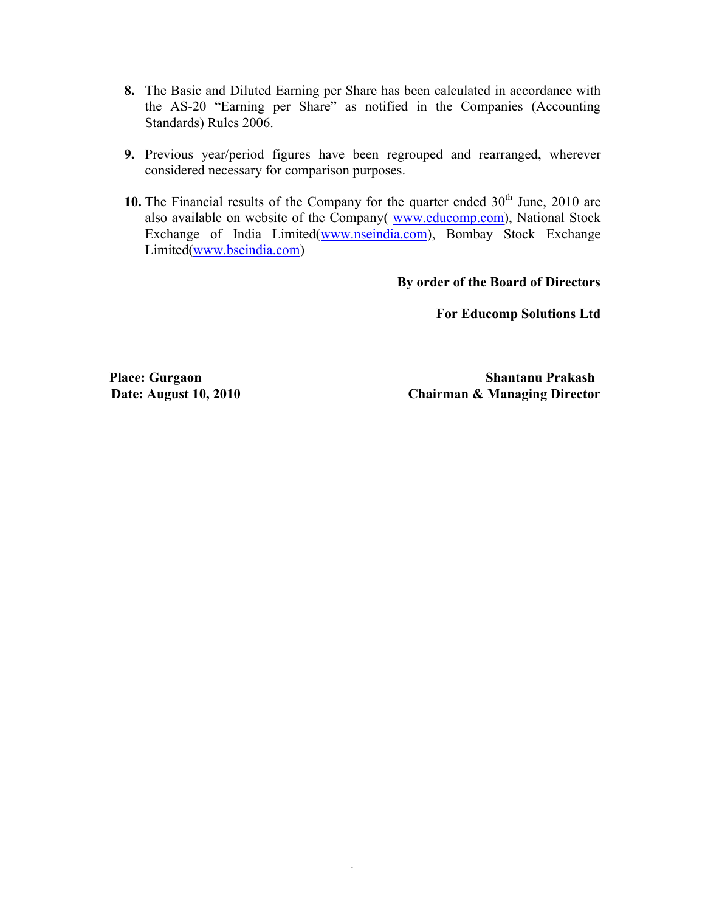8. The Basic and Diluted Earning per Share has been calculated in accordance with the AS-20 "Earning per Share" as notified in the Companies (Accounting Standards) Rules 2006.

9. Previous year/period figures have been regrouped and rearranged, wherever considered necessary for comparison purposes.

10. The Financial results of the Company for the quarter ended 30th June, 2010 are also available on website of the Company( www.educomp.com), National Stock Exchange of India Limited(www.nseindia.com), Bombay Stock Exchange Limited(www.bseindia.com)

**By order of the Board of Directors**

**For Educomp Solutions Ltd**

**Place: Gurgaon**
**Date: August 10, 2010**

**Shantanu Prakash**
**Chairman & Managing Director**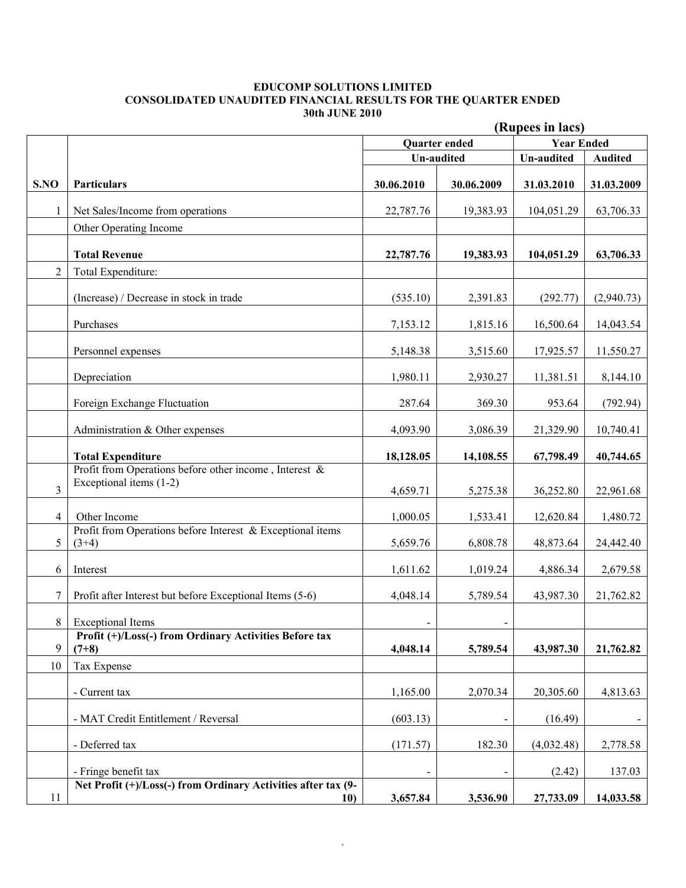**EDUCOMP SOLUTIONS LIMITED**
**CONSOLIDATED UNAUDITED FINANCIAL RESULTS FOR THE QUARTER ENDED 30th JUNE 2010**

**(Rupees in lacs)**

| | | Quarter ended | | Year Ended | |
|---|---|---|---|---|---|
| | | Un-audited | | Un-audited | Audited |
| **S.NO** | **Particulars** | **30.06.2010** | **30.06.2009** | **31.03.2010** | **31.03.2009** |
| 1 | Net Sales/Income from operations | 22,787.76 | 19,383.93 | 104,051.29 | 63,706.33 |
| | Other Operating Income | | | | |
| | **Total Revenue** | **22,787.76** | **19,383.93** | **104,051.29** | **63,706.33** |
| 2 | Total Expenditure: | | | | |
| | (Increase) / Decrease in stock in trade | (535.10) | 2,391.83 | (292.77) | (2,940.73) |
| | Purchases | 7,153.12 | 1,815.16 | 16,500.64 | 14,043.54 |
| | Personnel expenses | 5,148.38 | 3,515.60 | 17,925.57 | 11,550.27 |
| | Depreciation | 1,980.11 | 2,930.27 | 11,381.51 | 8,144.10 |
| | Foreign Exchange Fluctuation | 287.64 | 369.30 | 953.64 | (792.94) |
| | Administration & Other expenses | 4,093.90 | 3,086.39 | 21,329.90 | 10,740.41 |
| | **Total Expenditure** | **18,128.05** | **14,108.55** | **67,798.49** | **40,744.65** |
| 3 | Profit from Operations before other income , Interest & Exceptional items (1-2) | 4,659.71 | 5,275.38 | 36,252.80 | 22,961.68 |
| 4 | Other Income | 1,000.05 | 1,533.41 | 12,620.84 | 1,480.72 |
| 5 | Profit from Operations before Interest & Exceptional items (3+4) | 5,659.76 | 6,808.78 | 48,873.64 | 24,442.40 |
| 6 | Interest | 1,611.62 | 1,019.24 | 4,886.34 | 2,679.58 |
| 7 | Profit after Interest but before Exceptional Items (5-6) | 4,048.14 | 5,789.54 | 43,987.30 | 21,762.82 |
| 8 | Exceptional Items | - | - | | |
| 9 | **Profit (+)/Loss(-) from Ordinary Activities Before tax (7+8)** | **4,048.14** | **5,789.54** | **43,987.30** | **21,762.82** |
| 10 | Tax Expense | | | | |
| | - Current tax | 1,165.00 | 2,070.34 | 20,305.60 | 4,813.63 |
| | - MAT Credit Entitlement / Reversal | (603.13) | - | (16.49) | - |
| | - Deferred tax | (171.57) | 182.30 | (4,032.48) | 2,778.58 |
| | - Fringe benefit tax | - | - | (2.42) | 137.03 |
| 11 | **Net Profit (+)/Loss(-) from Ordinary Activities after tax (9-10)** | **3,657.84** | **3,536.90** | **27,733.09** | **14,033.58** |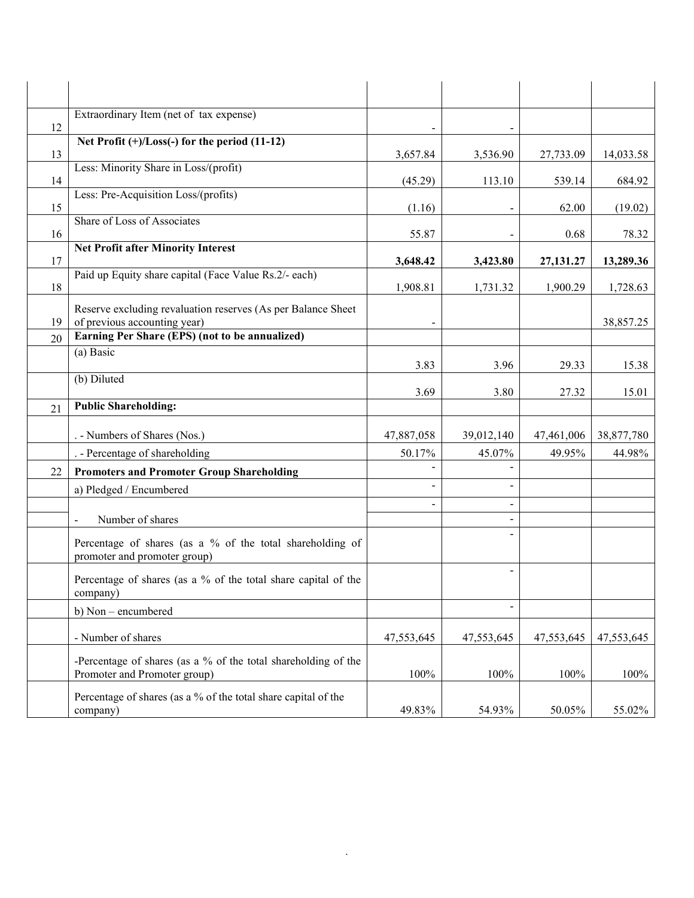| | | | | | |
|---|---|---|---|---|---|
| 12 | Extraordinary Item (net of tax expense) | - | - | | |
| 13 | **Net Profit (+)/Loss(-) for the period (11-12)** | 3,657.84 | 3,536.90 | 27,733.09 | 14,033.58 |
| 14 | Less: Minority Share in Loss/(profit) | (45.29) | 113.10 | 539.14 | 684.92 |
| 15 | Less: Pre-Acquisition Loss/(profits) | (1.16) | - | 62.00 | (19.02) |
| 16 | Share of Loss of Associates | 55.87 | - | 0.68 | 78.32 |
| 17 | **Net Profit after Minority Interest** | **3,648.42** | **3,423.80** | **27,131.27** | **13,289.36** |
| 18 | Paid up Equity share capital (Face Value Rs.2/- each) | 1,908.81 | 1,731.32 | 1,900.29 | 1,728.63 |
| 19 | Reserve excluding revaluation reserves (As per Balance Sheet of previous accounting year) | - | | | 38,857.25 |
| 20 | **Earning Per Share (EPS) (not to be annualized)** | | | | |
| | (a) Basic | 3.83 | 3.96 | 29.33 | 15.38 |
| | (b) Diluted | 3.69 | 3.80 | 27.32 | 15.01 |
| 21 | **Public Shareholding:** | | | | |
| | . - Numbers of Shares (Nos.) | 47,887,058 | 39,012,140 | 47,461,006 | 38,877,780 |
| | . - Percentage of shareholding | 50.17% | 45.07% | 49.95% | 44.98% |
| 22 | **Promoters and Promoter Group Shareholding** | - | - | | |
| | a) Pledged / Encumbered | - | - | | |
| | | - | - | | |
| | - Number of shares | | - | | |
| | Percentage of shares (as a % of the total shareholding of promoter and promoter group) | | - | | |
| | Percentage of shares (as a % of the total share capital of the company) | | - | | |
| | b) Non – encumbered | | - | | |
| | - Number of shares | 47,553,645 | 47,553,645 | 47,553,645 | 47,553,645 |
| | -Percentage of shares (as a % of the total shareholding of the Promoter and Promoter group) | 100% | 100% | 100% | 100% |
| | Percentage of shares (as a % of the total share capital of the company) | 49.83% | 54.93% | 50.05% | 55.02% |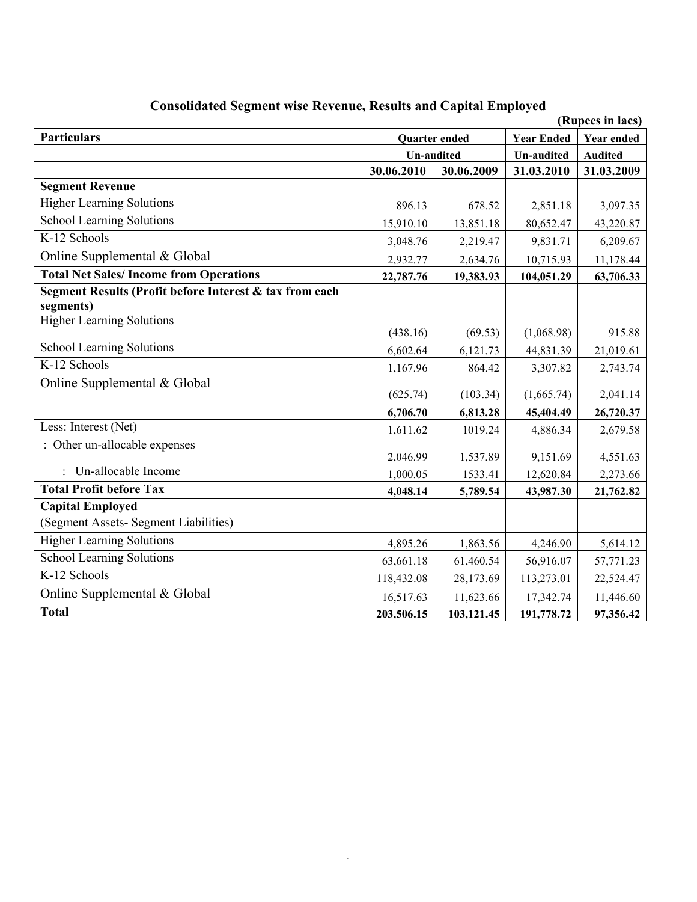## Consolidated Segment wise Revenue, Results and Capital Employed

(Rupees in lacs)

| Particulars | Quarter ended | | Year Ended | Year ended |
|---|---|---|---|---|
| | Un-audited | | Un-audited | Audited |
| | 30.06.2010 | 30.06.2009 | 31.03.2010 | 31.03.2009 |
| **Segment Revenue** | | | | |
| Higher Learning Solutions | 896.13 | 678.52 | 2,851.18 | 3,097.35 |
| School Learning Solutions | 15,910.10 | 13,851.18 | 80,652.47 | 43,220.87 |
| K-12 Schools | 3,048.76 | 2,219.47 | 9,831.71 | 6,209.67 |
| Online Supplemental & Global | 2,932.77 | 2,634.76 | 10,715.93 | 11,178.44 |
| **Total Net Sales/ Income from Operations** | **22,787.76** | **19,383.93** | **104,051.29** | **63,706.33** |
| **Segment Results (Profit before Interest & tax from each segments)** | | | | |
| Higher Learning Solutions | (438.16) | (69.53) | (1,068.98) | 915.88 |
| School Learning Solutions | 6,602.64 | 6,121.73 | 44,831.39 | 21,019.61 |
| K-12 Schools | 1,167.96 | 864.42 | 3,307.82 | 2,743.74 |
| Online Supplemental & Global | (625.74) | (103.34) | (1,665.74) | 2,041.14 |
| | **6,706.70** | **6,813.28** | **45,404.49** | **26,720.37** |
| Less: Interest (Net) | 1,611.62 | 1019.24 | 4,886.34 | 2,679.58 |
| : Other un-allocable expenses | 2,046.99 | 1,537.89 | 9,151.69 | 4,551.63 |
| : Un-allocable Income | 1,000.05 | 1533.41 | 12,620.84 | 2,273.66 |
| **Total Profit before Tax** | **4,048.14** | **5,789.54** | **43,987.30** | **21,762.82** |
| **Capital Employed** | | | | |
| (Segment Assets- Segment Liabilities) | | | | |
| Higher Learning Solutions | 4,895.26 | 1,863.56 | 4,246.90 | 5,614.12 |
| School Learning Solutions | 63,661.18 | 61,460.54 | 56,916.07 | 57,771.23 |
| K-12 Schools | 118,432.08 | 28,173.69 | 113,273.01 | 22,524.47 |
| Online Supplemental & Global | 16,517.63 | 11,623.66 | 17,342.74 | 11,446.60 |
| **Total** | **203,506.15** | **103,121.45** | **191,778.72** | **97,356.42** |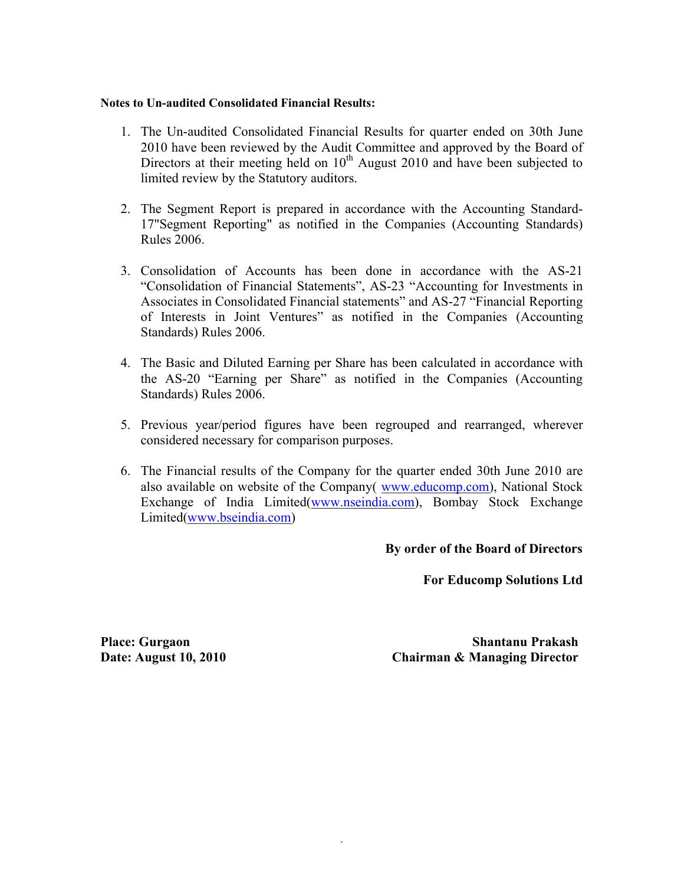**Notes to Un-audited Consolidated Financial Results:**

1. The Un-audited Consolidated Financial Results for quarter ended on 30th June 2010 have been reviewed by the Audit Committee and approved by the Board of Directors at their meeting held on 10th August 2010 and have been subjected to limited review by the Statutory auditors.

2. The Segment Report is prepared in accordance with the Accounting Standard-17"Segment Reporting" as notified in the Companies (Accounting Standards) Rules 2006.

3. Consolidation of Accounts has been done in accordance with the AS-21 “Consolidation of Financial Statements”, AS-23 “Accounting for Investments in Associates in Consolidated Financial statements” and AS-27 “Financial Reporting of Interests in Joint Ventures” as notified in the Companies (Accounting Standards) Rules 2006.

4. The Basic and Diluted Earning per Share has been calculated in accordance with the AS-20 “Earning per Share” as notified in the Companies (Accounting Standards) Rules 2006.

5. Previous year/period figures have been regrouped and rearranged, wherever considered necessary for comparison purposes.

6. The Financial results of the Company for the quarter ended 30th June 2010 are also available on website of the Company( www.educomp.com), National Stock Exchange of India Limited(www.nseindia.com), Bombay Stock Exchange Limited(www.bseindia.com)

**By order of the Board of Directors**

**For Educomp Solutions Ltd**

**Place: Gurgaon**
**Date: August 10, 2010**

**Shantanu Prakash**
**Chairman & Managing Director**